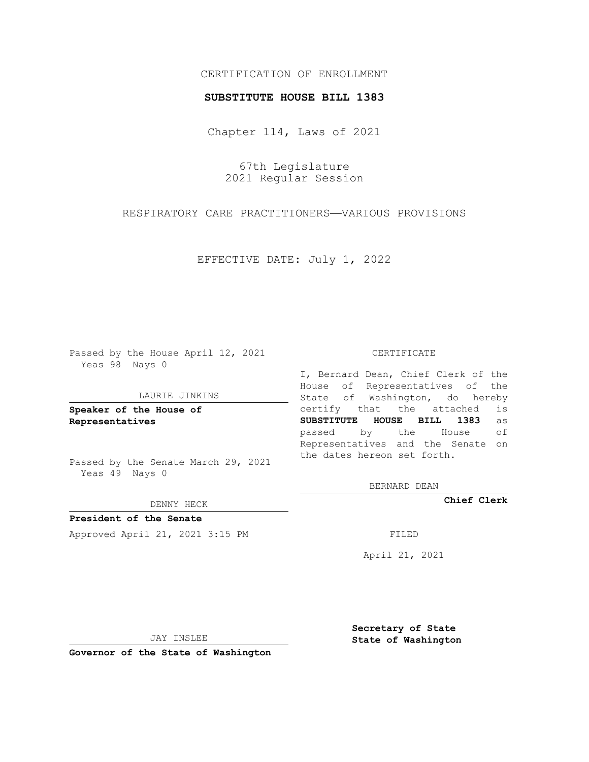CERTIFICATION OF ENROLLMENT

**SUBSTITUTE HOUSE BILL 1383**

Chapter 114, Laws of 2021

67th Legislature
2021 Regular Session

RESPIRATORY CARE PRACTITIONERS—VARIOUS PROVISIONS

EFFECTIVE DATE: July 1, 2022

Passed by the House April 12, 2021
Yeas 98 Nays 0

LAURIE JINKINS

**Speaker of the House of Representatives**

Passed by the Senate March 29, 2021
Yeas 49 Nays 0

DENNY HECK

**President of the Senate**

Approved April 21, 2021 3:15 PM

JAY INSLEE

**Governor of the State of Washington**

CERTIFICATE

I, Bernard Dean, Chief Clerk of the House of Representatives of the State of Washington, do hereby certify that the attached is **SUBSTITUTE HOUSE BILL 1383** as passed by the House of Representatives and the Senate on the dates hereon set forth.

BERNARD DEAN

**Chief Clerk**

FILED

April 21, 2021

**Secretary of State**
**State of Washington**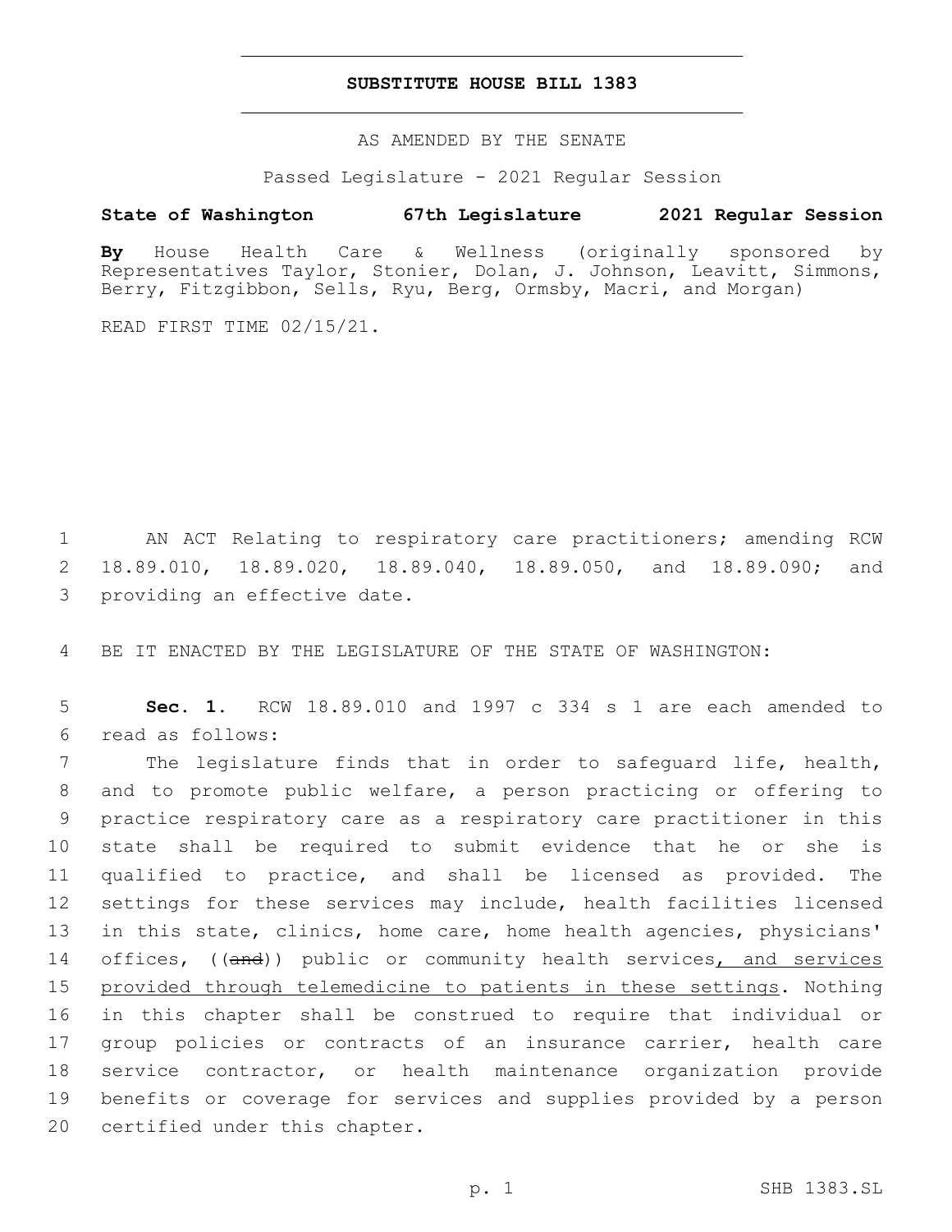# SUBSTITUTE HOUSE BILL 1383

AS AMENDED BY THE SENATE

Passed Legislature - 2021 Regular Session

**State of Washington 67th Legislature 2021 Regular Session**

**By** House Health Care & Wellness (originally sponsored by Representatives Taylor, Stonier, Dolan, J. Johnson, Leavitt, Simmons, Berry, Fitzgibbon, Sells, Ryu, Berg, Ormsby, Macri, and Morgan)

READ FIRST TIME 02/15/21.

1 AN ACT Relating to respiratory care practitioners; amending RCW 2 18.89.010, 18.89.020, 18.89.040, 18.89.050, and 18.89.090; and 3 providing an effective date.

4 BE IT ENACTED BY THE LEGISLATURE OF THE STATE OF WASHINGTON:

5 **Sec. 1.** RCW 18.89.010 and 1997 c 334 s 1 are each amended to 6 read as follows:

7 The legislature finds that in order to safeguard life, health, 8 and to promote public welfare, a person practicing or offering to 9 practice respiratory care as a respiratory care practitioner in this 10 state shall be required to submit evidence that he or she is 11 qualified to practice, and shall be licensed as provided. The 12 settings for these services may include, health facilities licensed 13 in this state, clinics, home care, home health agencies, physicians' 14 offices, ((~~and~~)) public or community health services<u>, and services</u> 15 <u>provided through telemedicine to patients in these settings</u>. Nothing 16 in this chapter shall be construed to require that individual or 17 group policies or contracts of an insurance carrier, health care 18 service contractor, or health maintenance organization provide 19 benefits or coverage for services and supplies provided by a person 20 certified under this chapter.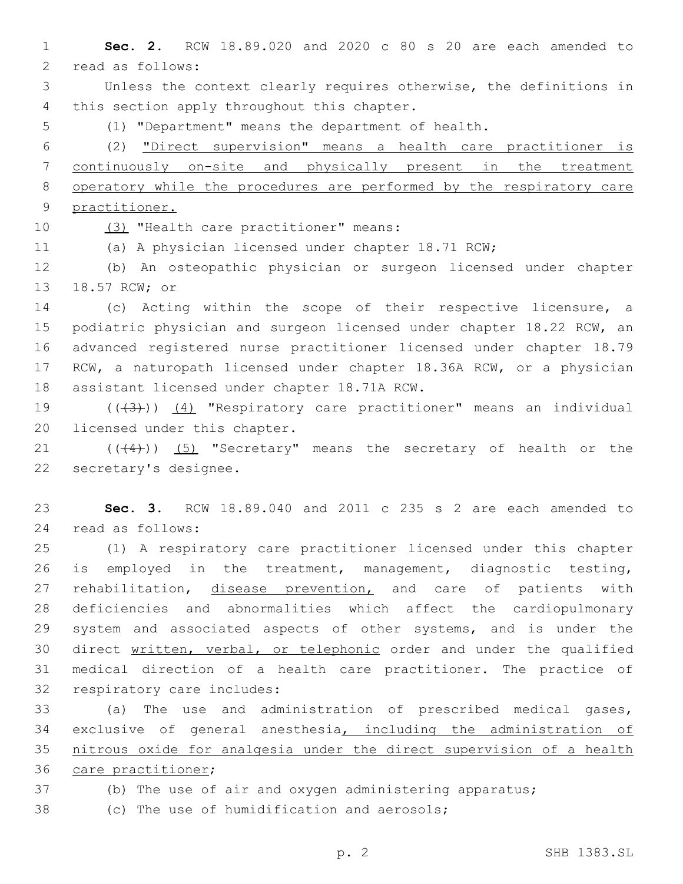**Sec. 2.** RCW 18.89.020 and 2020 c 80 s 20 are each amended to read as follows:

Unless the context clearly requires otherwise, the definitions in this section apply throughout this chapter.

(1) "Department" means the department of health.

(2) <u>"Direct supervision" means a health care practitioner is continuously on-site and physically present in the treatment operatory while the procedures are performed by the respiratory care practitioner.</u>

<u>(3)</u> "Health care practitioner" means:

(a) A physician licensed under chapter 18.71 RCW;

(b) An osteopathic physician or surgeon licensed under chapter 18.57 RCW; or

(c) Acting within the scope of their respective licensure, a podiatric physician and surgeon licensed under chapter 18.22 RCW, an advanced registered nurse practitioner licensed under chapter 18.79 RCW, a naturopath licensed under chapter 18.36A RCW, or a physician assistant licensed under chapter 18.71A RCW.

((~~(3)~~)) <u>(4)</u> "Respiratory care practitioner" means an individual licensed under this chapter.

((~~(4)~~)) <u>(5)</u> "Secretary" means the secretary of health or the secretary's designee.

**Sec. 3.** RCW 18.89.040 and 2011 c 235 s 2 are each amended to read as follows:

(1) A respiratory care practitioner licensed under this chapter is employed in the treatment, management, diagnostic testing, rehabilitation, <u>disease prevention,</u> and care of patients with deficiencies and abnormalities which affect the cardiopulmonary system and associated aspects of other systems, and is under the direct <u>written, verbal, or telephonic</u> order and under the qualified medical direction of a health care practitioner. The practice of respiratory care includes:

(a) The use and administration of prescribed medical gases, exclusive of general anesthesia<u>, including the administration of nitrous oxide for analgesia under the direct supervision of a health care practitioner</u>;

(b) The use of air and oxygen administering apparatus;

(c) The use of humidification and aerosols;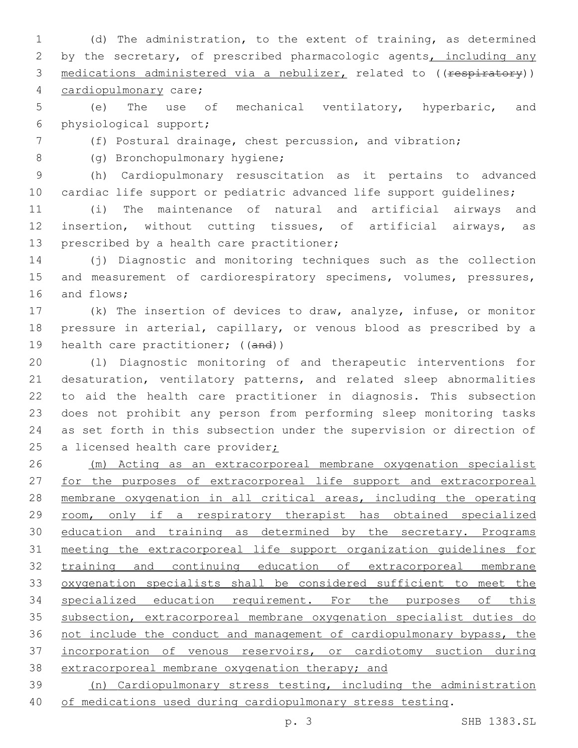(d) The administration, to the extent of training, as determined by the secretary, of prescribed pharmacologic agents, including any medications administered via a nebulizer, related to ((respiratory)) cardiopulmonary care;

(e) The use of mechanical ventilatory, hyperbaric, and physiological support;

(f) Postural drainage, chest percussion, and vibration;

(g) Bronchopulmonary hygiene;

(h) Cardiopulmonary resuscitation as it pertains to advanced cardiac life support or pediatric advanced life support guidelines;

(i) The maintenance of natural and artificial airways and insertion, without cutting tissues, of artificial airways, as prescribed by a health care practitioner;

(j) Diagnostic and monitoring techniques such as the collection and measurement of cardiorespiratory specimens, volumes, pressures, and flows;

(k) The insertion of devices to draw, analyze, infuse, or monitor pressure in arterial, capillary, or venous blood as prescribed by a health care practitioner; ((and))

(l) Diagnostic monitoring of and therapeutic interventions for desaturation, ventilatory patterns, and related sleep abnormalities to aid the health care practitioner in diagnosis. This subsection does not prohibit any person from performing sleep monitoring tasks as set forth in this subsection under the supervision or direction of a licensed health care provider;

(m) Acting as an extracorporeal membrane oxygenation specialist for the purposes of extracorporeal life support and extracorporeal membrane oxygenation in all critical areas, including the operating room, only if a respiratory therapist has obtained specialized education and training as determined by the secretary. Programs meeting the extracorporeal life support organization guidelines for training and continuing education of extracorporeal membrane oxygenation specialists shall be considered sufficient to meet the specialized education requirement. For the purposes of this subsection, extracorporeal membrane oxygenation specialist duties do not include the conduct and management of cardiopulmonary bypass, the incorporation of venous reservoirs, or cardiotomy suction during extracorporeal membrane oxygenation therapy; and

(n) Cardiopulmonary stress testing, including the administration of medications used during cardiopulmonary stress testing.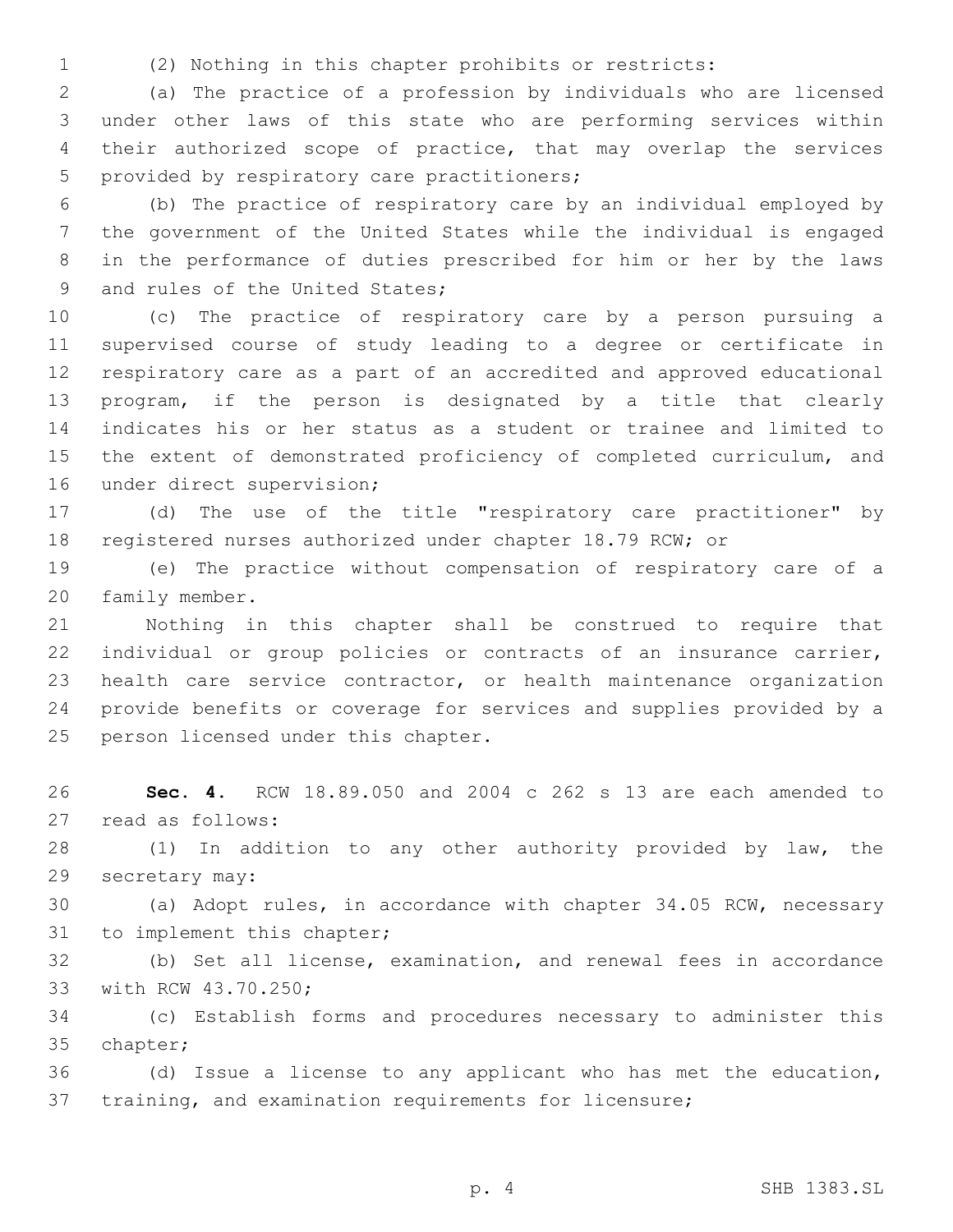(2) Nothing in this chapter prohibits or restricts:

(a) The practice of a profession by individuals who are licensed under other laws of this state who are performing services within their authorized scope of practice, that may overlap the services provided by respiratory care practitioners;

(b) The practice of respiratory care by an individual employed by the government of the United States while the individual is engaged in the performance of duties prescribed for him or her by the laws and rules of the United States;

(c) The practice of respiratory care by a person pursuing a supervised course of study leading to a degree or certificate in respiratory care as a part of an accredited and approved educational program, if the person is designated by a title that clearly indicates his or her status as a student or trainee and limited to the extent of demonstrated proficiency of completed curriculum, and under direct supervision;

(d) The use of the title "respiratory care practitioner" by registered nurses authorized under chapter 18.79 RCW; or

(e) The practice without compensation of respiratory care of a family member.

Nothing in this chapter shall be construed to require that individual or group policies or contracts of an insurance carrier, health care service contractor, or health maintenance organization provide benefits or coverage for services and supplies provided by a person licensed under this chapter.

**Sec. 4.** RCW 18.89.050 and 2004 c 262 s 13 are each amended to read as follows:

(1) In addition to any other authority provided by law, the secretary may:

(a) Adopt rules, in accordance with chapter 34.05 RCW, necessary to implement this chapter;

(b) Set all license, examination, and renewal fees in accordance with RCW 43.70.250;

(c) Establish forms and procedures necessary to administer this chapter;

(d) Issue a license to any applicant who has met the education, training, and examination requirements for licensure;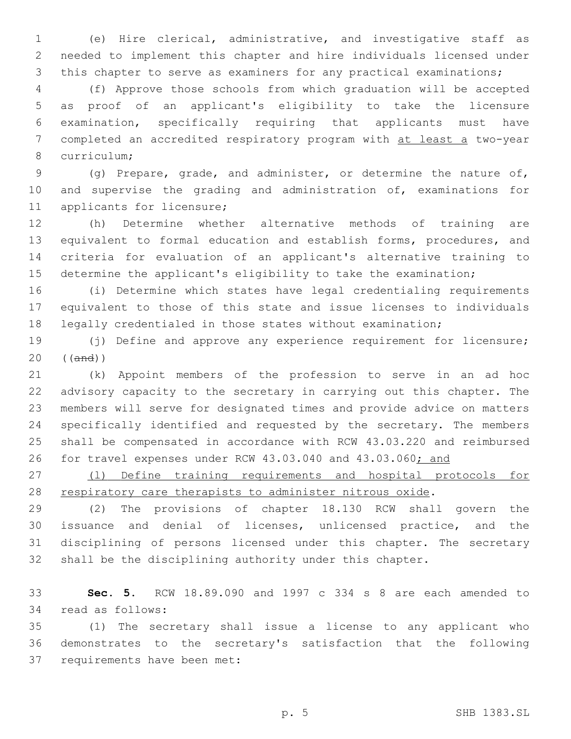(e) Hire clerical, administrative, and investigative staff as needed to implement this chapter and hire individuals licensed under this chapter to serve as examiners for any practical examinations;

(f) Approve those schools from which graduation will be accepted as proof of an applicant's eligibility to take the licensure examination, specifically requiring that applicants must have completed an accredited respiratory program with <u>at least a</u> two-year curriculum;

(g) Prepare, grade, and administer, or determine the nature of, and supervise the grading and administration of, examinations for applicants for licensure;

(h) Determine whether alternative methods of training are equivalent to formal education and establish forms, procedures, and criteria for evaluation of an applicant's alternative training to determine the applicant's eligibility to take the examination;

(i) Determine which states have legal credentialing requirements equivalent to those of this state and issue licenses to individuals legally credentialed in those states without examination;

(j) Define and approve any experience requirement for licensure; ((~~and~~))

(k) Appoint members of the profession to serve in an ad hoc advisory capacity to the secretary in carrying out this chapter. The members will serve for designated times and provide advice on matters specifically identified and requested by the secretary. The members shall be compensated in accordance with RCW 43.03.220 and reimbursed for travel expenses under RCW 43.03.040 and 43.03.060<u>; and</u>

<u>(l) Define training requirements and hospital protocols for respiratory care therapists to administer nitrous oxide</u>.

(2) The provisions of chapter 18.130 RCW shall govern the issuance and denial of licenses, unlicensed practice, and the disciplining of persons licensed under this chapter. The secretary shall be the disciplining authority under this chapter.

**Sec. 5.** RCW 18.89.090 and 1997 c 334 s 8 are each amended to read as follows:

(1) The secretary shall issue a license to any applicant who demonstrates to the secretary's satisfaction that the following requirements have been met: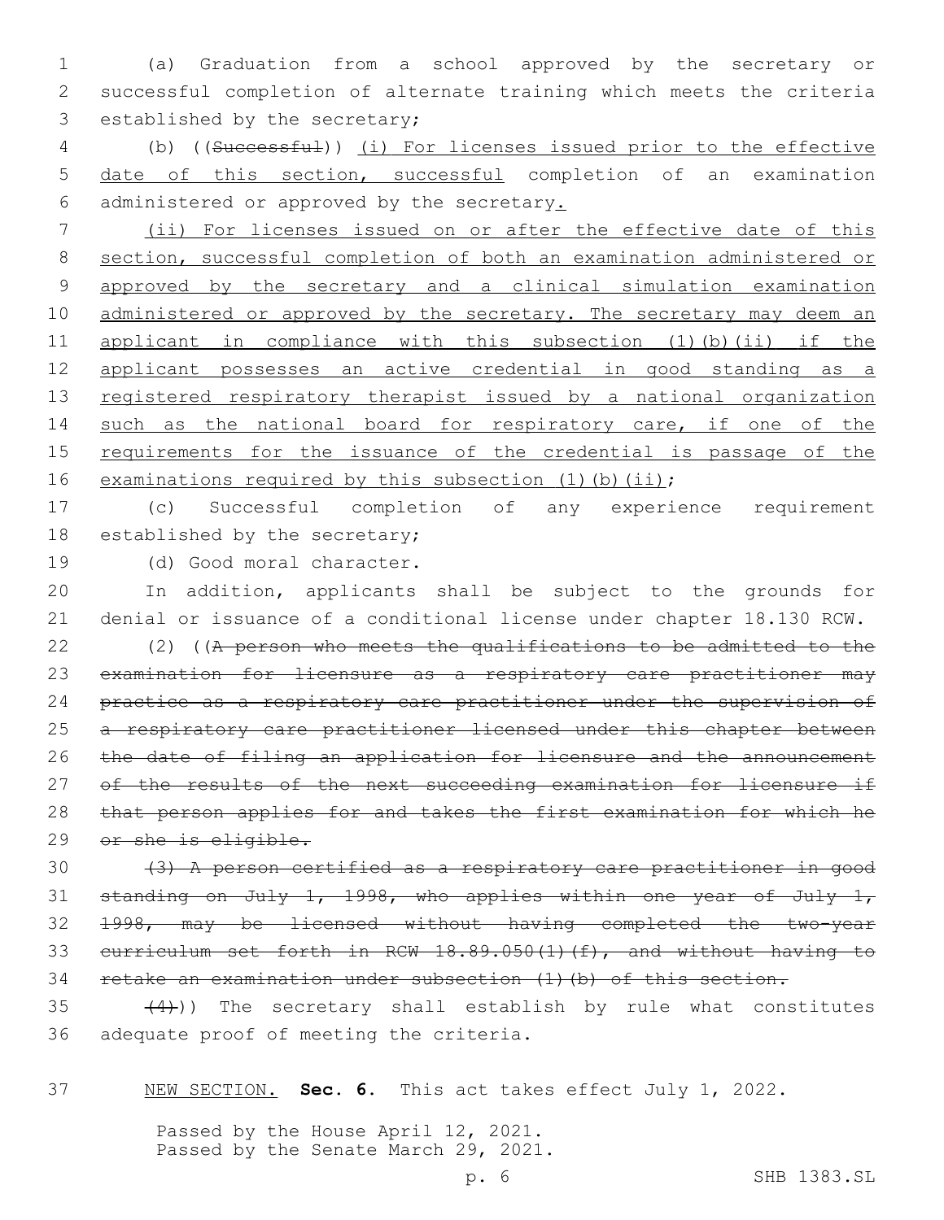(a) Graduation from a school approved by the secretary or successful completion of alternate training which meets the criteria established by the secretary;

(b) ((~~Successful~~)) <u>(i) For licenses issued prior to the effective date of this section, successful</u> completion of an examination administered or approved by the secretary<u>.</u>

<u>(ii) For licenses issued on or after the effective date of this section, successful completion of both an examination administered or approved by the secretary and a clinical simulation examination administered or approved by the secretary. The secretary may deem an applicant in compliance with this subsection (1)(b)(ii) if the applicant possesses an active credential in good standing as a registered respiratory therapist issued by a national organization such as the national board for respiratory care, if one of the requirements for the issuance of the credential is passage of the examinations required by this subsection (1)(b)(ii)</u>;

(c) Successful completion of any experience requirement established by the secretary;

(d) Good moral character.

In addition, applicants shall be subject to the grounds for denial or issuance of a conditional license under chapter 18.130 RCW.

(2) ((~~A person who meets the qualifications to be admitted to the examination for licensure as a respiratory care practitioner may practice as a respiratory care practitioner under the supervision of a respiratory care practitioner licensed under this chapter between the date of filing an application for licensure and the announcement of the results of the next succeeding examination for licensure if that person applies for and takes the first examination for which he or she is eligible.~~

~~(3) A person certified as a respiratory care practitioner in good standing on July 1, 1998, who applies within one year of July 1, 1998, may be licensed without having completed the two-year curriculum set forth in RCW 18.89.050(1)(f), and without having to retake an examination under subsection (1)(b) of this section.~~

~~(4)~~)) The secretary shall establish by rule what constitutes adequate proof of meeting the criteria.

<u>NEW SECTION.</u> **Sec. 6.** This act takes effect July 1, 2022.

Passed by the House April 12, 2021.
Passed by the Senate March 29, 2021.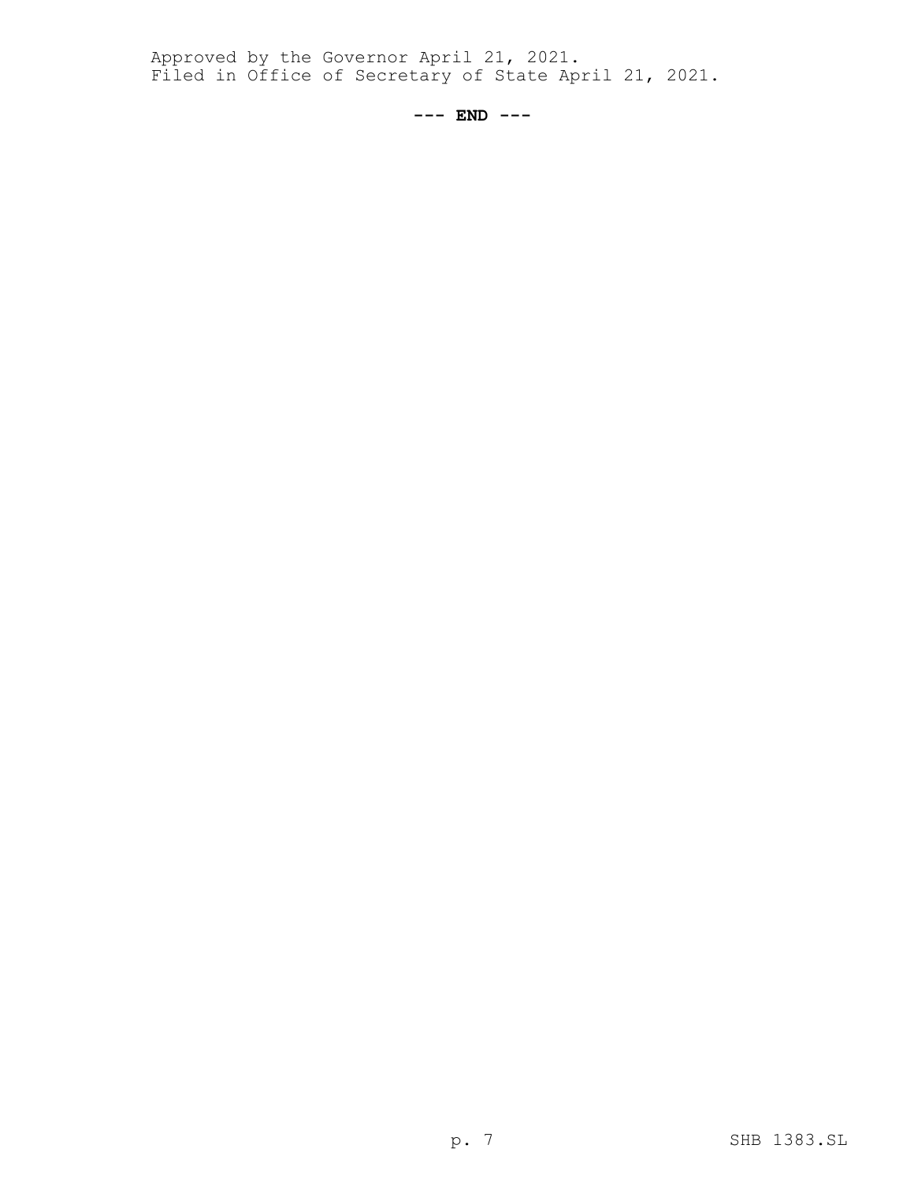Approved by the Governor April 21, 2021.
Filed in Office of Secretary of State April 21, 2021.

**--- END ---**